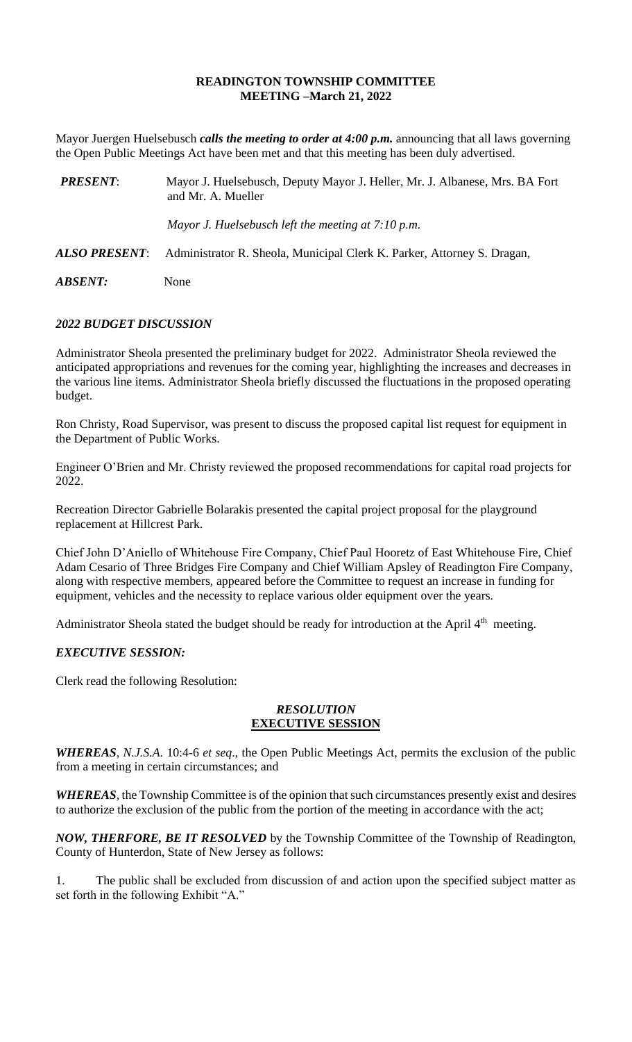# READINGTON TOWNSHIP COMMITTEE
## MEETING –March 21, 2022

Mayor Juergen Huelsebusch ***calls the meeting to order at 4:00 p.m.*** announcing that all laws governing the Open Public Meetings Act have been met and that this meeting has been duly advertised.

***PRESENT***: Mayor J. Huelsebusch, Deputy Mayor J. Heller, Mr. J. Albanese, Mrs. BA Fort and Mr. A. Mueller

*Mayor J. Huelsebusch left the meeting at 7:10 p.m.*

***ALSO PRESENT***: Administrator R. Sheola, Municipal Clerk K. Parker, Attorney S. Dragan,

***ABSENT:*** None

### *2022 BUDGET DISCUSSION*

Administrator Sheola presented the preliminary budget for 2022. Administrator Sheola reviewed the anticipated appropriations and revenues for the coming year, highlighting the increases and decreases in the various line items. Administrator Sheola briefly discussed the fluctuations in the proposed operating budget.

Ron Christy, Road Supervisor, was present to discuss the proposed capital list request for equipment in the Department of Public Works.

Engineer O'Brien and Mr. Christy reviewed the proposed recommendations for capital road projects for 2022.

Recreation Director Gabrielle Bolarakis presented the capital project proposal for the playground replacement at Hillcrest Park.

Chief John D'Aniello of Whitehouse Fire Company, Chief Paul Hooretz of East Whitehouse Fire, Chief Adam Cesario of Three Bridges Fire Company and Chief William Apsley of Readington Fire Company, along with respective members, appeared before the Committee to request an increase in funding for equipment, vehicles and the necessity to replace various older equipment over the years.

Administrator Sheola stated the budget should be ready for introduction at the April 4th meeting.

### *EXECUTIVE SESSION:*

Clerk read the following Resolution:

#### *RESOLUTION*
#### **EXECUTIVE SESSION**

***WHEREAS***, *N.J.S.A.* 10:4-6 *et seq*., the Open Public Meetings Act, permits the exclusion of the public from a meeting in certain circumstances; and

***WHEREAS***, the Township Committee is of the opinion that such circumstances presently exist and desires to authorize the exclusion of the public from the portion of the meeting in accordance with the act;

***NOW, THERFORE, BE IT RESOLVED*** by the Township Committee of the Township of Readington, County of Hunterdon, State of New Jersey as follows:

1. The public shall be excluded from discussion of and action upon the specified subject matter as set forth in the following Exhibit "A."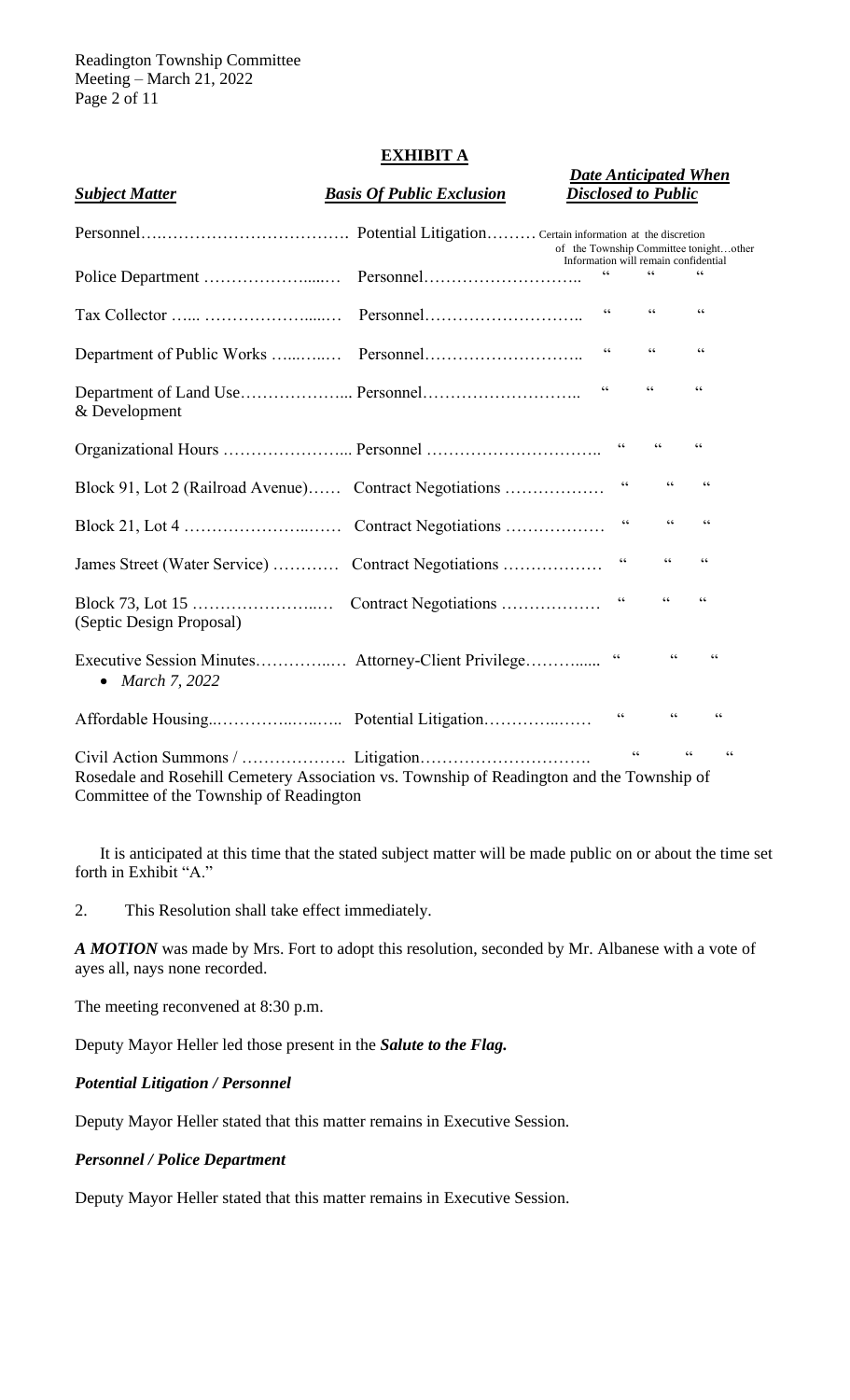## EXHIBIT A

| ***Subject Matter*** | ***Basis Of Public Exclusion*** | ***Date Anticipated When Disclosed to Public*** |
|---|---|---|
| Personnel | Potential Litigation | Certain information at the discretion of the Township Committee tonight…other Information will remain confidential |
| Police Department | Personnel | " " " |
| Tax Collector | Personnel | " " " |
| Department of Public Works | Personnel | " " " |
| Department of Land Use & Development | Personnel | " " " |
| Organizational Hours | Personnel | " " " |
| Block 91, Lot 2 (Railroad Avenue) | Contract Negotiations | " " " |
| Block 21, Lot 4 | Contract Negotiations | " " " |
| James Street (Water Service) | Contract Negotiations | " " " |
| Block 73, Lot 15 (Septic Design Proposal) | Contract Negotiations | " " " |
| Executive Session Minutes • *March 7, 2022* | Attorney-Client Privilege | " " " |
| Affordable Housing | Potential Litigation | " " " |
| Civil Action Summons / Rosedale and Rosehill Cemetery Association vs. Township of Readington and the Township of Committee of the Township of Readington | Litigation | " " " |

It is anticipated at this time that the stated subject matter will be made public on or about the time set forth in Exhibit "A."

2. This Resolution shall take effect immediately.

***A MOTION*** was made by Mrs. Fort to adopt this resolution, seconded by Mr. Albanese with a vote of ayes all, nays none recorded.

The meeting reconvened at 8:30 p.m.

Deputy Mayor Heller led those present in the ***Salute to the Flag.***

***Potential Litigation / Personnel***

Deputy Mayor Heller stated that this matter remains in Executive Session.

***Personnel / Police Department***

Deputy Mayor Heller stated that this matter remains in Executive Session.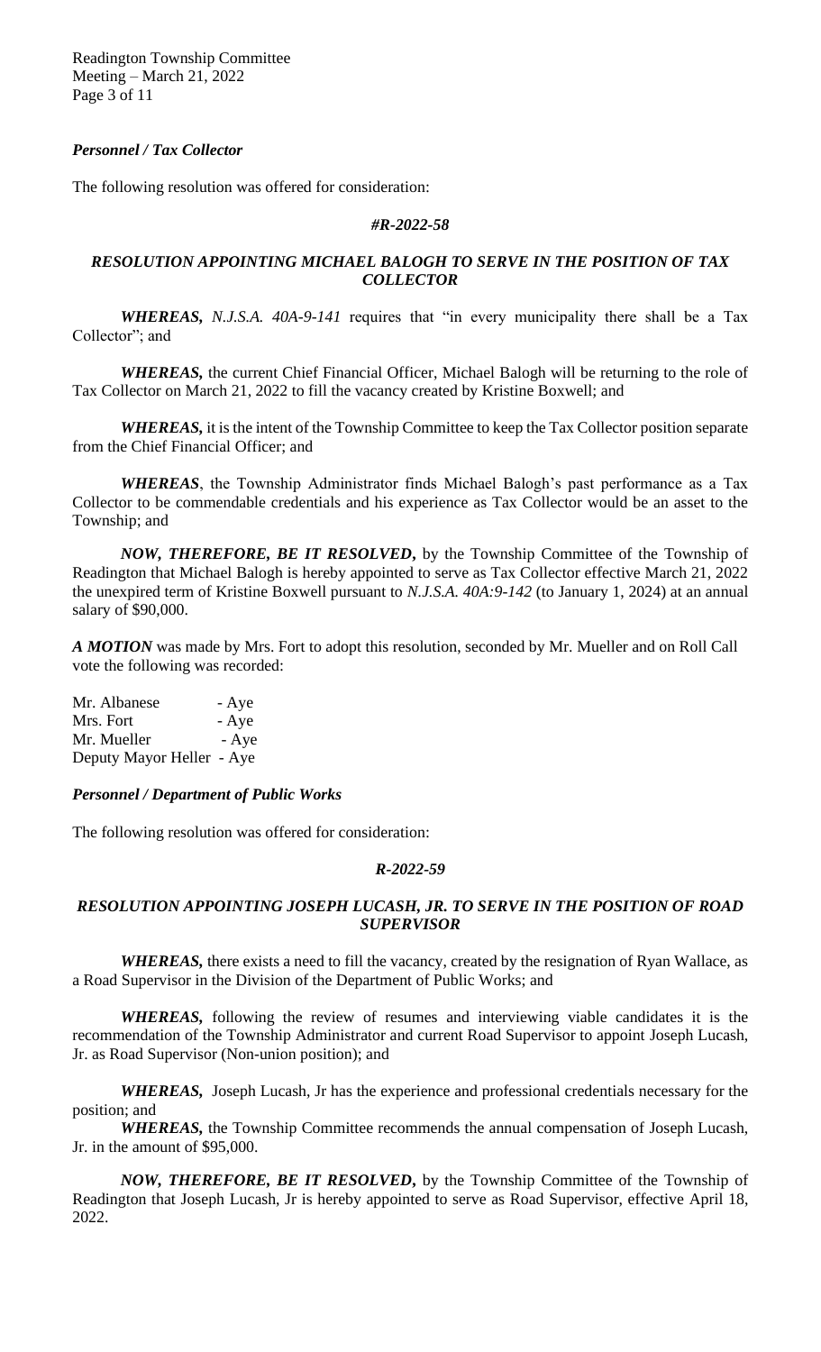***Personnel / Tax Collector***

The following resolution was offered for consideration:

***#R-2022-58***

***RESOLUTION APPOINTING MICHAEL BALOGH TO SERVE IN THE POSITION OF TAX COLLECTOR***

***WHEREAS,*** *N.J.S.A. 40A-9-141* requires that "in every municipality there shall be a Tax Collector"; and

***WHEREAS,*** the current Chief Financial Officer, Michael Balogh will be returning to the role of Tax Collector on March 21, 2022 to fill the vacancy created by Kristine Boxwell; and

***WHEREAS,*** it is the intent of the Township Committee to keep the Tax Collector position separate from the Chief Financial Officer; and

***WHEREAS***, the Township Administrator finds Michael Balogh's past performance as a Tax Collector to be commendable credentials and his experience as Tax Collector would be an asset to the Township; and

***NOW, THEREFORE, BE IT RESOLVED***, by the Township Committee of the Township of Readington that Michael Balogh is hereby appointed to serve as Tax Collector effective March 21, 2022 the unexpired term of Kristine Boxwell pursuant to *N.J.S.A. 40A:9-142* (to January 1, 2024) at an annual salary of $90,000.

***A MOTION*** was made by Mrs. Fort to adopt this resolution, seconded by Mr. Mueller and on Roll Call vote the following was recorded:

Mr. Albanese - Aye
Mrs. Fort - Aye
Mr. Mueller - Aye
Deputy Mayor Heller - Aye

***Personnel / Department of Public Works***

The following resolution was offered for consideration:

***R-2022-59***

***RESOLUTION APPOINTING JOSEPH LUCASH, JR. TO SERVE IN THE POSITION OF ROAD SUPERVISOR***

***WHEREAS,*** there exists a need to fill the vacancy, created by the resignation of Ryan Wallace, as a Road Supervisor in the Division of the Department of Public Works; and

***WHEREAS,*** following the review of resumes and interviewing viable candidates it is the recommendation of the Township Administrator and current Road Supervisor to appoint Joseph Lucash, Jr. as Road Supervisor (Non-union position); and

***WHEREAS,*** Joseph Lucash, Jr has the experience and professional credentials necessary for the position; and

***WHEREAS,*** the Township Committee recommends the annual compensation of Joseph Lucash, Jr. in the amount of $95,000.

***NOW, THEREFORE, BE IT RESOLVED***, by the Township Committee of the Township of Readington that Joseph Lucash, Jr is hereby appointed to serve as Road Supervisor, effective April 18, 2022.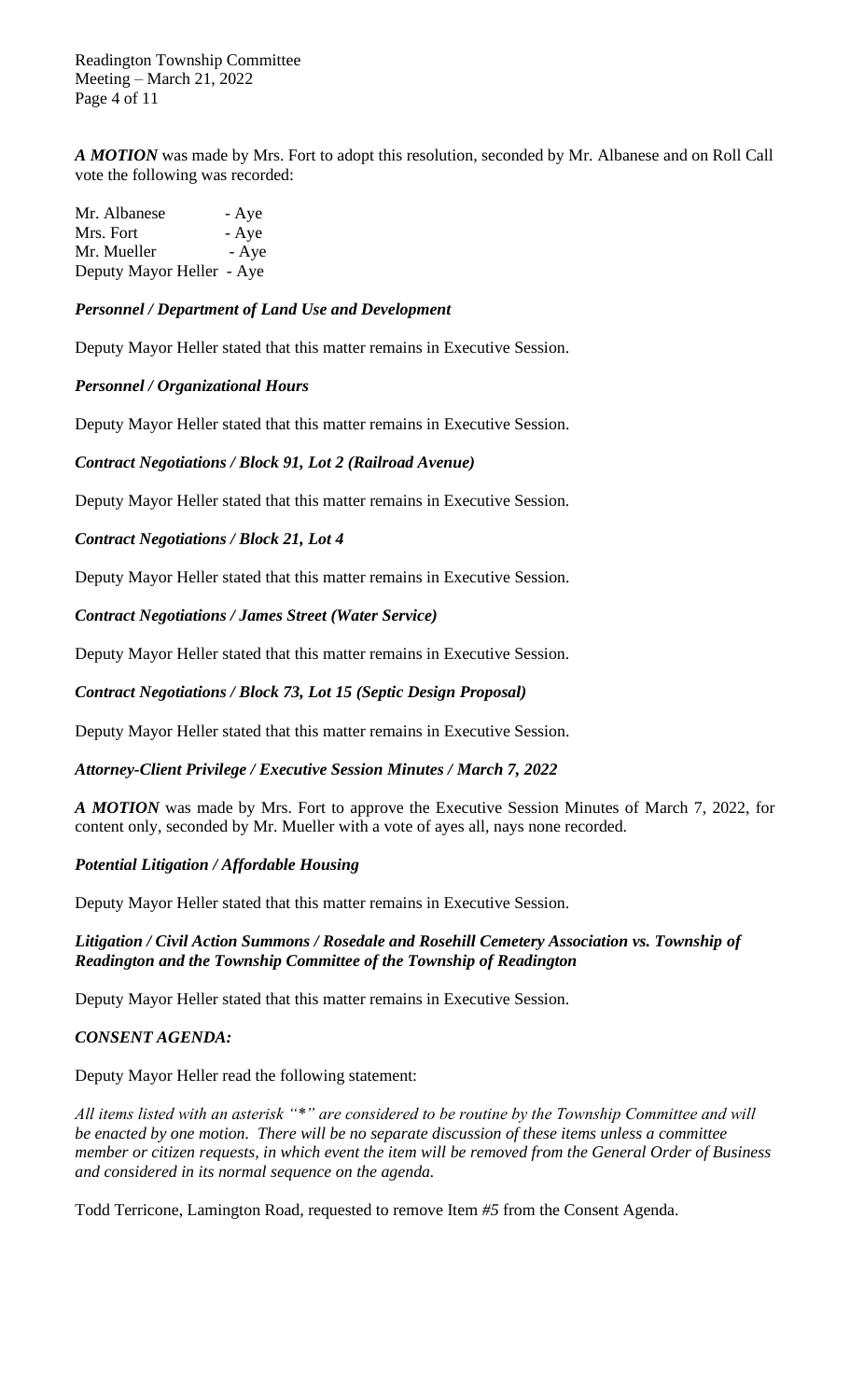***A MOTION*** was made by Mrs. Fort to adopt this resolution, seconded by Mr. Albanese and on Roll Call vote the following was recorded:

Mr. Albanese - Aye
Mrs. Fort - Aye
Mr. Mueller - Aye
Deputy Mayor Heller - Aye

***Personnel / Department of Land Use and Development***

Deputy Mayor Heller stated that this matter remains in Executive Session.

***Personnel / Organizational Hours***

Deputy Mayor Heller stated that this matter remains in Executive Session.

***Contract Negotiations / Block 91, Lot 2 (Railroad Avenue)***

Deputy Mayor Heller stated that this matter remains in Executive Session.

***Contract Negotiations / Block 21, Lot 4***

Deputy Mayor Heller stated that this matter remains in Executive Session.

***Contract Negotiations / James Street (Water Service)***

Deputy Mayor Heller stated that this matter remains in Executive Session.

***Contract Negotiations / Block 73, Lot 15 (Septic Design Proposal)***

Deputy Mayor Heller stated that this matter remains in Executive Session.

***Attorney-Client Privilege / Executive Session Minutes / March 7, 2022***

***A MOTION*** was made by Mrs. Fort to approve the Executive Session Minutes of March 7, 2022, for content only, seconded by Mr. Mueller with a vote of ayes all, nays none recorded.

***Potential Litigation / Affordable Housing***

Deputy Mayor Heller stated that this matter remains in Executive Session.

***Litigation / Civil Action Summons / Rosedale and Rosehill Cemetery Association vs. Township of Readington and the Township Committee of the Township of Readington***

Deputy Mayor Heller stated that this matter remains in Executive Session.

***CONSENT AGENDA:***

Deputy Mayor Heller read the following statement:

*All items listed with an asterisk "*" are considered to be routine by the Township Committee and will be enacted by one motion. There will be no separate discussion of these items unless a committee member or citizen requests, in which event the item will be removed from the General Order of Business and considered in its normal sequence on the agenda.*

Todd Terricone, Lamington Road, requested to remove Item #5 from the Consent Agenda.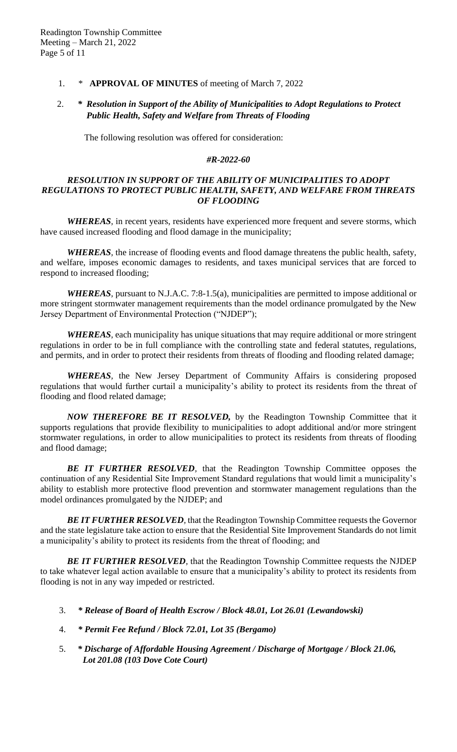1. \* **APPROVAL OF MINUTES** of meeting of March 7, 2022

2. **\*** ***Resolution in Support of the Ability of Municipalities to Adopt Regulations to Protect Public Health, Safety and Welfare from Threats of Flooding***

   The following resolution was offered for consideration:

***#R-2022-60***

***RESOLUTION IN SUPPORT OF THE ABILITY OF MUNICIPALITIES TO ADOPT REGULATIONS TO PROTECT PUBLIC HEALTH, SAFETY, AND WELFARE FROM THREATS OF FLOODING***

***WHEREAS***, in recent years, residents have experienced more frequent and severe storms, which have caused increased flooding and flood damage in the municipality;

***WHEREAS***, the increase of flooding events and flood damage threatens the public health, safety, and welfare, imposes economic damages to residents, and taxes municipal services that are forced to respond to increased flooding;

***WHEREAS***, pursuant to N.J.A.C. 7:8-1.5(a), municipalities are permitted to impose additional or more stringent stormwater management requirements than the model ordinance promulgated by the New Jersey Department of Environmental Protection ("NJDEP");

***WHEREAS***, each municipality has unique situations that may require additional or more stringent regulations in order to be in full compliance with the controlling state and federal statutes, regulations, and permits, and in order to protect their residents from threats of flooding and flooding related damage;

***WHEREAS***, the New Jersey Department of Community Affairs is considering proposed regulations that would further curtail a municipality's ability to protect its residents from the threat of flooding and flood related damage;

***NOW THEREFORE BE IT RESOLVED,*** by the Readington Township Committee that it supports regulations that provide flexibility to municipalities to adopt additional and/or more stringent stormwater regulations, in order to allow municipalities to protect its residents from threats of flooding and flood damage;

***BE IT FURTHER RESOLVED***, that the Readington Township Committee opposes the continuation of any Residential Site Improvement Standard regulations that would limit a municipality's ability to establish more protective flood prevention and stormwater management regulations than the model ordinances promulgated by the NJDEP; and

***BE IT FURTHER RESOLVED***, that the Readington Township Committee requests the Governor and the state legislature take action to ensure that the Residential Site Improvement Standards do not limit a municipality's ability to protect its residents from the threat of flooding; and

***BE IT FURTHER RESOLVED***, that the Readington Township Committee requests the NJDEP to take whatever legal action available to ensure that a municipality's ability to protect its residents from flooding is not in any way impeded or restricted.

3. ***\* Release of Board of Health Escrow / Block 48.01, Lot 26.01 (Lewandowski)***

4. ***\* Permit Fee Refund / Block 72.01, Lot 35 (Bergamo)***

5. ***\* Discharge of Affordable Housing Agreement / Discharge of Mortgage / Block 21.06, Lot 201.08 (103 Dove Cote Court)***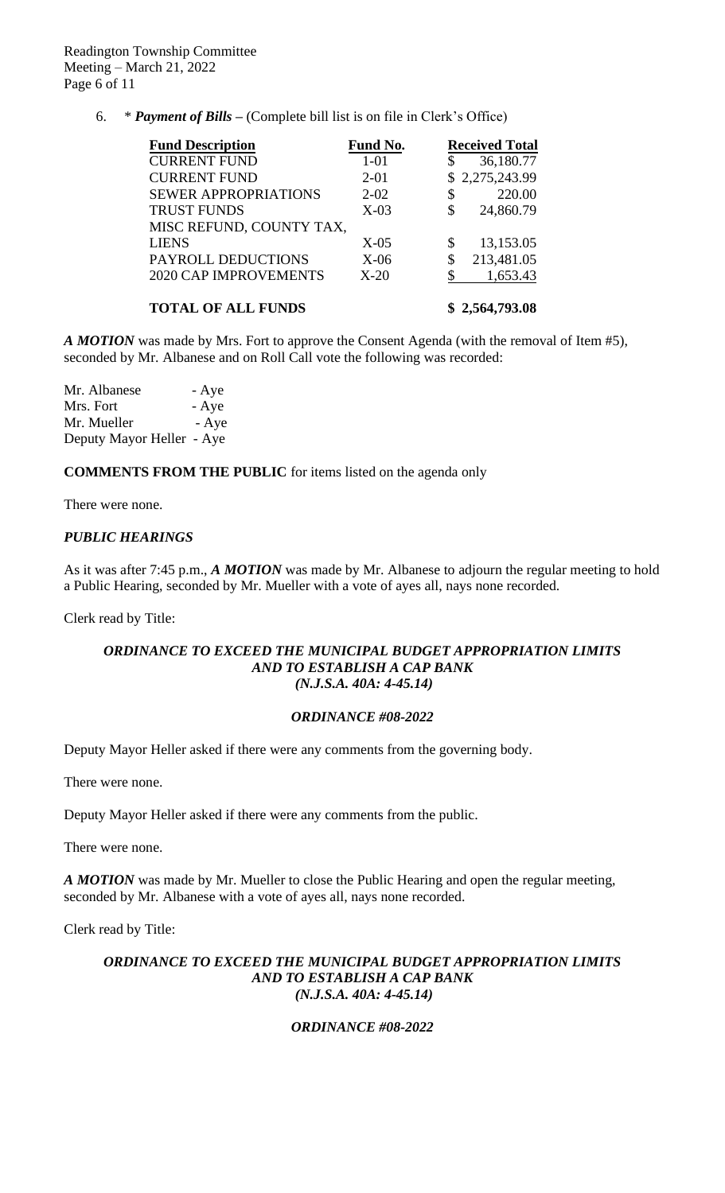6. * ***Payment of Bills –*** (Complete bill list is on file in Clerk's Office)

| Fund Description | Fund No. | Received Total |
|---|---|---|
| CURRENT FUND | 1-01 | $ 36,180.77 |
| CURRENT FUND | 2-01 | $ 2,275,243.99 |
| SEWER APPROPRIATIONS | 2-02 | $ 220.00 |
| TRUST FUNDS | X-03 | $ 24,860.79 |
| MISC REFUND, COUNTY TAX, LIENS | X-05 | $ 13,153.05 |
| PAYROLL DEDUCTIONS | X-06 | $ 213,481.05 |
| 2020 CAP IMPROVEMENTS | X-20 | $ 1,653.43 |
| **TOTAL OF ALL FUNDS** | | **$ 2,564,793.08** |

***A MOTION*** was made by Mrs. Fort to approve the Consent Agenda (with the removal of Item #5), seconded by Mr. Albanese and on Roll Call vote the following was recorded:

Mr. Albanese - Aye
Mrs. Fort - Aye
Mr. Mueller - Aye
Deputy Mayor Heller - Aye

**COMMENTS FROM THE PUBLIC** for items listed on the agenda only

There were none.

***PUBLIC HEARINGS***

As it was after 7:45 p.m., ***A MOTION*** was made by Mr. Albanese to adjourn the regular meeting to hold a Public Hearing, seconded by Mr. Mueller with a vote of ayes all, nays none recorded.

Clerk read by Title:

***ORDINANCE TO EXCEED THE MUNICIPAL BUDGET APPROPRIATION LIMITS AND TO ESTABLISH A CAP BANK (N.J.S.A. 40A: 4-45.14)***

***ORDINANCE #08-2022***

Deputy Mayor Heller asked if there were any comments from the governing body.

There were none.

Deputy Mayor Heller asked if there were any comments from the public.

There were none.

***A MOTION*** was made by Mr. Mueller to close the Public Hearing and open the regular meeting, seconded by Mr. Albanese with a vote of ayes all, nays none recorded.

Clerk read by Title:

***ORDINANCE TO EXCEED THE MUNICIPAL BUDGET APPROPRIATION LIMITS AND TO ESTABLISH A CAP BANK (N.J.S.A. 40A: 4-45.14)***

***ORDINANCE #08-2022***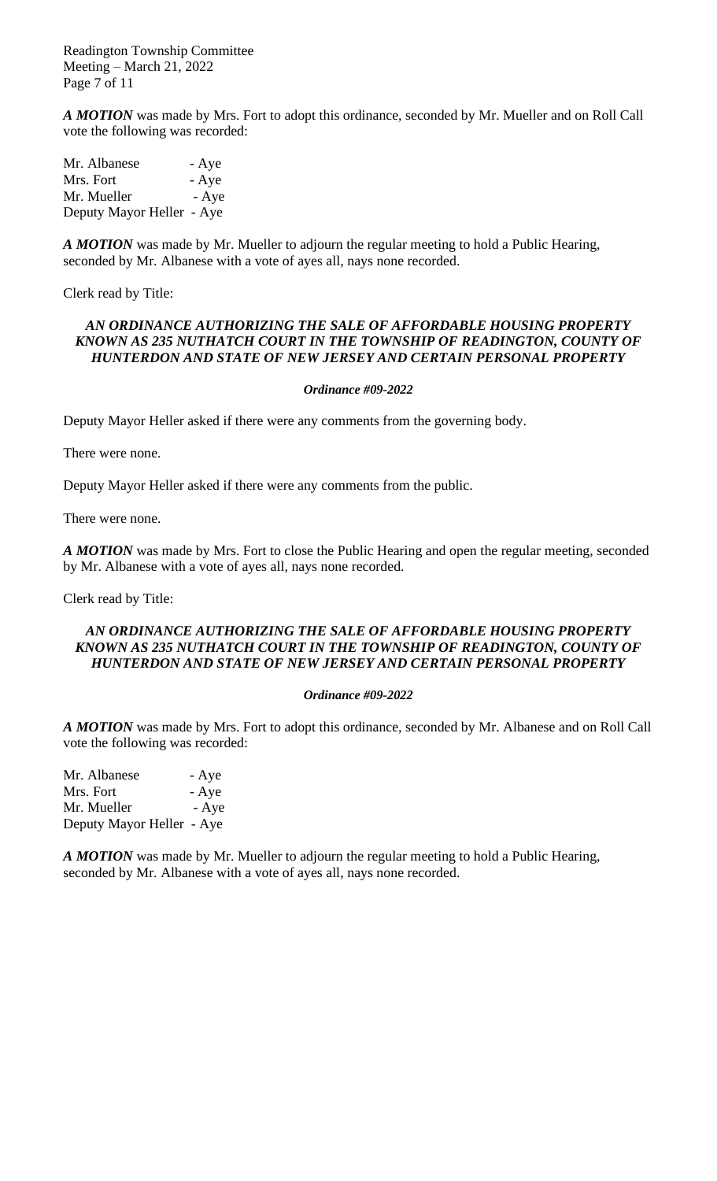***A MOTION*** was made by Mrs. Fort to adopt this ordinance, seconded by Mr. Mueller and on Roll Call vote the following was recorded:

Mr. Albanese - Aye
Mrs. Fort - Aye
Mr. Mueller - Aye
Deputy Mayor Heller - Aye

***A MOTION*** was made by Mr. Mueller to adjourn the regular meeting to hold a Public Hearing, seconded by Mr. Albanese with a vote of ayes all, nays none recorded.

Clerk read by Title:

***AN ORDINANCE AUTHORIZING THE SALE OF AFFORDABLE HOUSING PROPERTY KNOWN AS 235 NUTHATCH COURT IN THE TOWNSHIP OF READINGTON, COUNTY OF HUNTERDON AND STATE OF NEW JERSEY AND CERTAIN PERSONAL PROPERTY***

***Ordinance #09-2022***

Deputy Mayor Heller asked if there were any comments from the governing body.

There were none.

Deputy Mayor Heller asked if there were any comments from the public.

There were none.

***A MOTION*** was made by Mrs. Fort to close the Public Hearing and open the regular meeting, seconded by Mr. Albanese with a vote of ayes all, nays none recorded.

Clerk read by Title:

***AN ORDINANCE AUTHORIZING THE SALE OF AFFORDABLE HOUSING PROPERTY KNOWN AS 235 NUTHATCH COURT IN THE TOWNSHIP OF READINGTON, COUNTY OF HUNTERDON AND STATE OF NEW JERSEY AND CERTAIN PERSONAL PROPERTY***

***Ordinance #09-2022***

***A MOTION*** was made by Mrs. Fort to adopt this ordinance, seconded by Mr. Albanese and on Roll Call vote the following was recorded:

Mr. Albanese - Aye
Mrs. Fort - Aye
Mr. Mueller - Aye
Deputy Mayor Heller - Aye

***A MOTION*** was made by Mr. Mueller to adjourn the regular meeting to hold a Public Hearing, seconded by Mr. Albanese with a vote of ayes all, nays none recorded.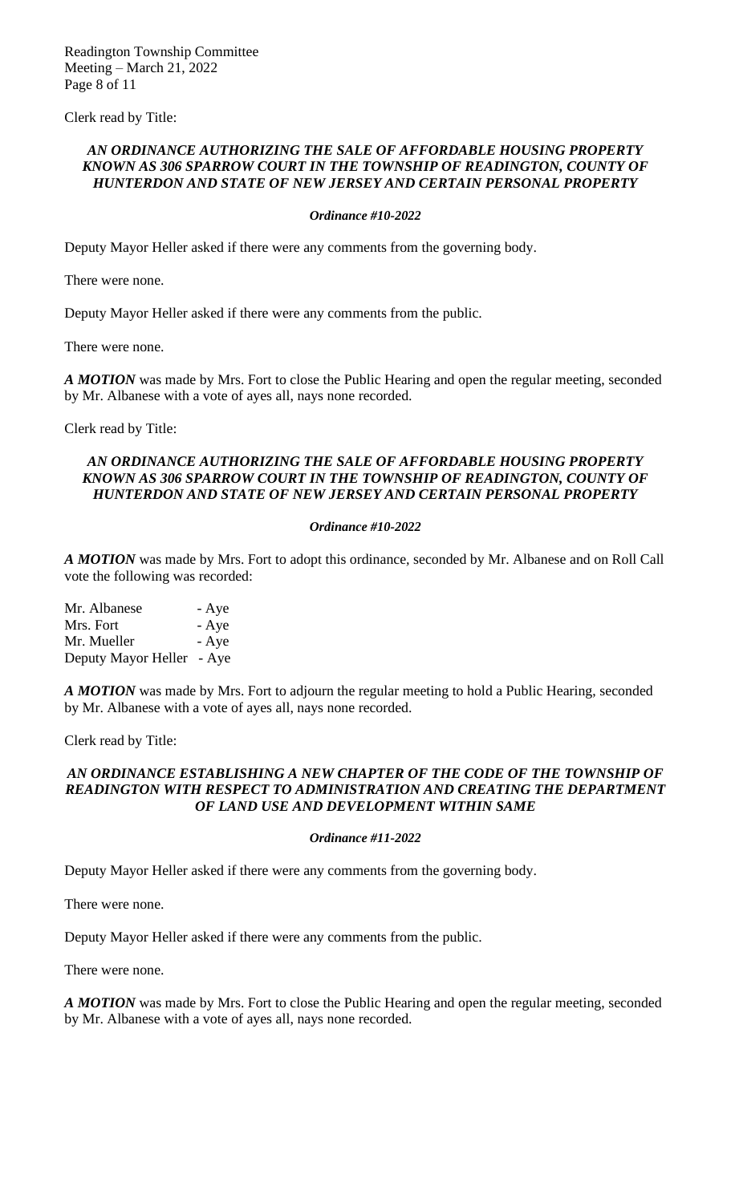Clerk read by Title:

***AN ORDINANCE AUTHORIZING THE SALE OF AFFORDABLE HOUSING PROPERTY KNOWN AS 306 SPARROW COURT IN THE TOWNSHIP OF READINGTON, COUNTY OF HUNTERDON AND STATE OF NEW JERSEY AND CERTAIN PERSONAL PROPERTY***

***Ordinance #10-2022***

Deputy Mayor Heller asked if there were any comments from the governing body.

There were none.

Deputy Mayor Heller asked if there were any comments from the public.

There were none.

***A MOTION*** was made by Mrs. Fort to close the Public Hearing and open the regular meeting, seconded by Mr. Albanese with a vote of ayes all, nays none recorded.

Clerk read by Title:

***AN ORDINANCE AUTHORIZING THE SALE OF AFFORDABLE HOUSING PROPERTY KNOWN AS 306 SPARROW COURT IN THE TOWNSHIP OF READINGTON, COUNTY OF HUNTERDON AND STATE OF NEW JERSEY AND CERTAIN PERSONAL PROPERTY***

***Ordinance #10-2022***

***A MOTION*** was made by Mrs. Fort to adopt this ordinance, seconded by Mr. Albanese and on Roll Call vote the following was recorded:

Mr. Albanese - Aye
Mrs. Fort - Aye
Mr. Mueller - Aye
Deputy Mayor Heller - Aye

***A MOTION*** was made by Mrs. Fort to adjourn the regular meeting to hold a Public Hearing, seconded by Mr. Albanese with a vote of ayes all, nays none recorded.

Clerk read by Title:

***AN ORDINANCE ESTABLISHING A NEW CHAPTER OF THE CODE OF THE TOWNSHIP OF READINGTON WITH RESPECT TO ADMINISTRATION AND CREATING THE DEPARTMENT OF LAND USE AND DEVELOPMENT WITHIN SAME***

***Ordinance #11-2022***

Deputy Mayor Heller asked if there were any comments from the governing body.

There were none.

Deputy Mayor Heller asked if there were any comments from the public.

There were none.

***A MOTION*** was made by Mrs. Fort to close the Public Hearing and open the regular meeting, seconded by Mr. Albanese with a vote of ayes all, nays none recorded.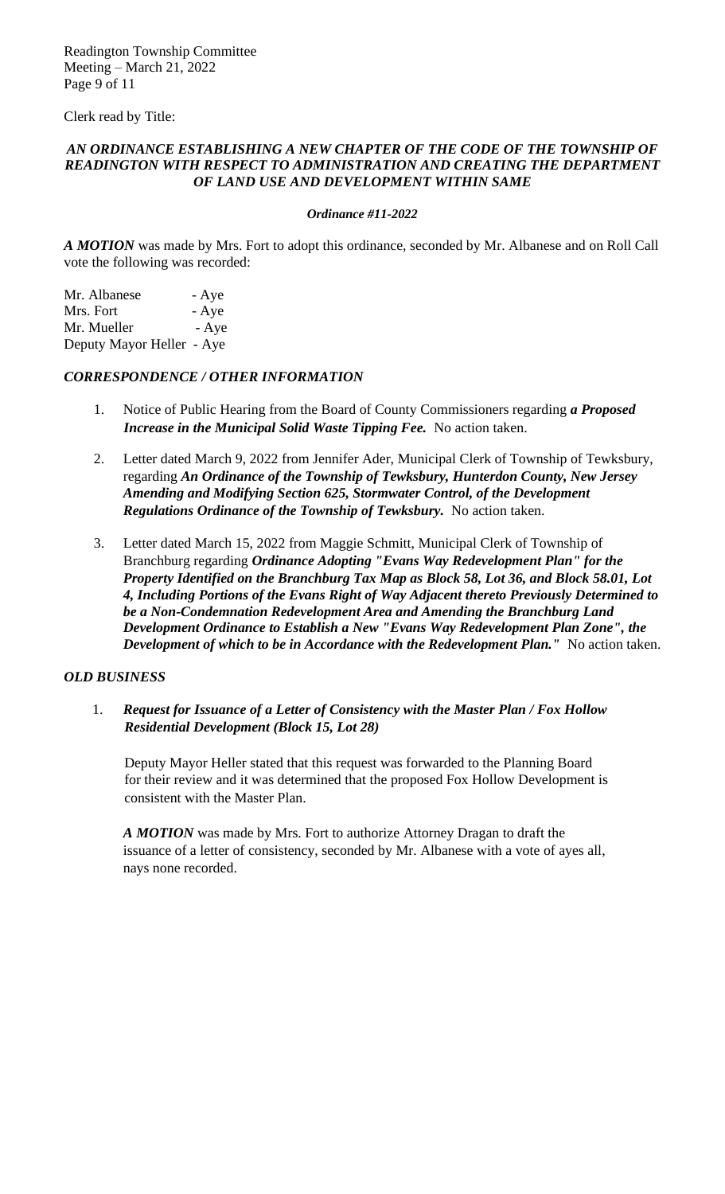Clerk read by Title:

***AN ORDINANCE ESTABLISHING A NEW CHAPTER OF THE CODE OF THE TOWNSHIP OF READINGTON WITH RESPECT TO ADMINISTRATION AND CREATING THE DEPARTMENT OF LAND USE AND DEVELOPMENT WITHIN SAME***

***Ordinance #11-2022***

***A MOTION*** was made by Mrs. Fort to adopt this ordinance, seconded by Mr. Albanese and on Roll Call vote the following was recorded:

Mr. Albanese - Aye
Mrs. Fort - Aye
Mr. Mueller - Aye
Deputy Mayor Heller - Aye

### *CORRESPONDENCE / OTHER INFORMATION*

1. Notice of Public Hearing from the Board of County Commissioners regarding ***a Proposed Increase in the Municipal Solid Waste Tipping Fee.*** No action taken.
2. Letter dated March 9, 2022 from Jennifer Ader, Municipal Clerk of Township of Tewksbury, regarding ***An Ordinance of the Township of Tewksbury, Hunterdon County, New Jersey Amending and Modifying Section 625, Stormwater Control, of the Development Regulations Ordinance of the Township of Tewksbury.*** No action taken.
3. Letter dated March 15, 2022 from Maggie Schmitt, Municipal Clerk of Township of Branchburg regarding ***Ordinance Adopting "Evans Way Redevelopment Plan" for the Property Identified on the Branchburg Tax Map as Block 58, Lot 36, and Block 58.01, Lot 4, Including Portions of the Evans Right of Way Adjacent thereto Previously Determined to be a Non-Condemnation Redevelopment Area and Amending the Branchburg Land Development Ordinance to Establish a New "Evans Way Redevelopment Plan Zone", the Development of which to be in Accordance with the Redevelopment Plan."*** No action taken.

### *OLD BUSINESS*

1. ***Request for Issuance of a Letter of Consistency with the Master Plan / Fox Hollow Residential Development (Block 15, Lot 28)***

   Deputy Mayor Heller stated that this request was forwarded to the Planning Board for their review and it was determined that the proposed Fox Hollow Development is consistent with the Master Plan.

   ***A MOTION*** was made by Mrs. Fort to authorize Attorney Dragan to draft the issuance of a letter of consistency, seconded by Mr. Albanese with a vote of ayes all, nays none recorded.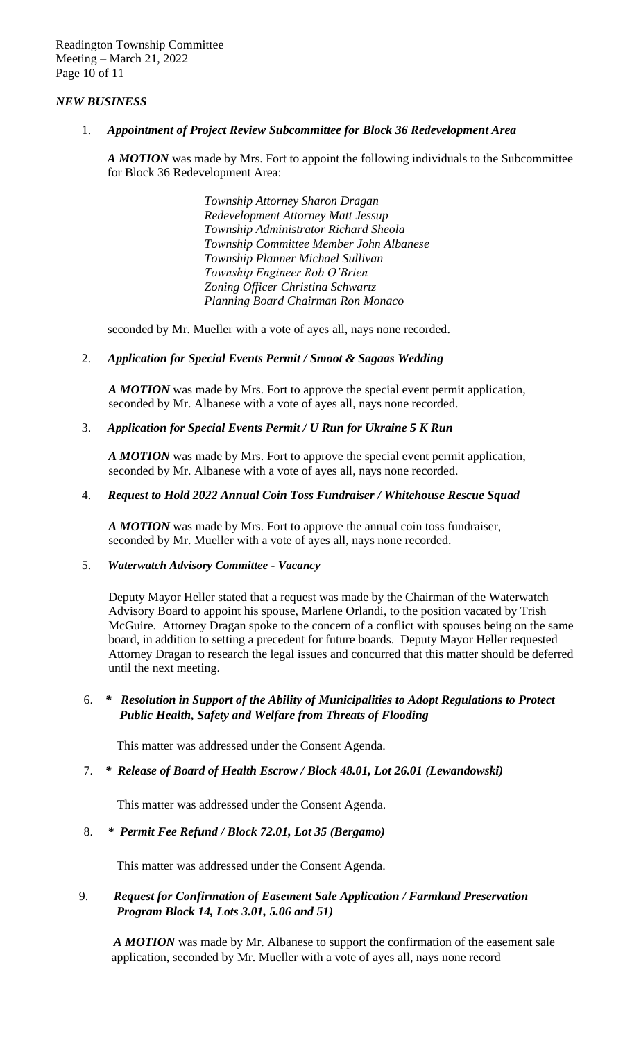### *NEW BUSINESS*

1. ***Appointment of Project Review Subcommittee for Block 36 Redevelopment Area***

   ***A MOTION*** was made by Mrs. Fort to appoint the following individuals to the Subcommittee for Block 36 Redevelopment Area:

   *Township Attorney Sharon Dragan*
   *Redevelopment Attorney Matt Jessup*
   *Township Administrator Richard Sheola*
   *Township Committee Member John Albanese*
   *Township Planner Michael Sullivan*
   *Township Engineer Rob O'Brien*
   *Zoning Officer Christina Schwartz*
   *Planning Board Chairman Ron Monaco*

   seconded by Mr. Mueller with a vote of ayes all, nays none recorded.

2. ***Application for Special Events Permit / Smoot & Sagaas Wedding***

   ***A MOTION*** was made by Mrs. Fort to approve the special event permit application, seconded by Mr. Albanese with a vote of ayes all, nays none recorded.

3. ***Application for Special Events Permit / U Run for Ukraine 5 K Run***

   ***A MOTION*** was made by Mrs. Fort to approve the special event permit application, seconded by Mr. Albanese with a vote of ayes all, nays none recorded.

4. ***Request to Hold 2022 Annual Coin Toss Fundraiser / Whitehouse Rescue Squad***

   ***A MOTION*** was made by Mrs. Fort to approve the annual coin toss fundraiser, seconded by Mr. Mueller with a vote of ayes all, nays none recorded.

5. ***Waterwatch Advisory Committee - Vacancy***

   Deputy Mayor Heller stated that a request was made by the Chairman of the Waterwatch Advisory Board to appoint his spouse, Marlene Orlandi, to the position vacated by Trish McGuire. Attorney Dragan spoke to the concern of a conflict with spouses being on the same board, in addition to setting a precedent for future boards. Deputy Mayor Heller requested Attorney Dragan to research the legal issues and concurred that this matter should be deferred until the next meeting.

6. ***\* Resolution in Support of the Ability of Municipalities to Adopt Regulations to Protect Public Health, Safety and Welfare from Threats of Flooding***

   This matter was addressed under the Consent Agenda.

7. ***\* Release of Board of Health Escrow / Block 48.01, Lot 26.01 (Lewandowski)***

   This matter was addressed under the Consent Agenda.

8. ***\* Permit Fee Refund / Block 72.01, Lot 35 (Bergamo)***

   This matter was addressed under the Consent Agenda.

9. ***Request for Confirmation of Easement Sale Application / Farmland Preservation Program Block 14, Lots 3.01, 5.06 and 51)***

   ***A MOTION*** was made by Mr. Albanese to support the confirmation of the easement sale application, seconded by Mr. Mueller with a vote of ayes all, nays none record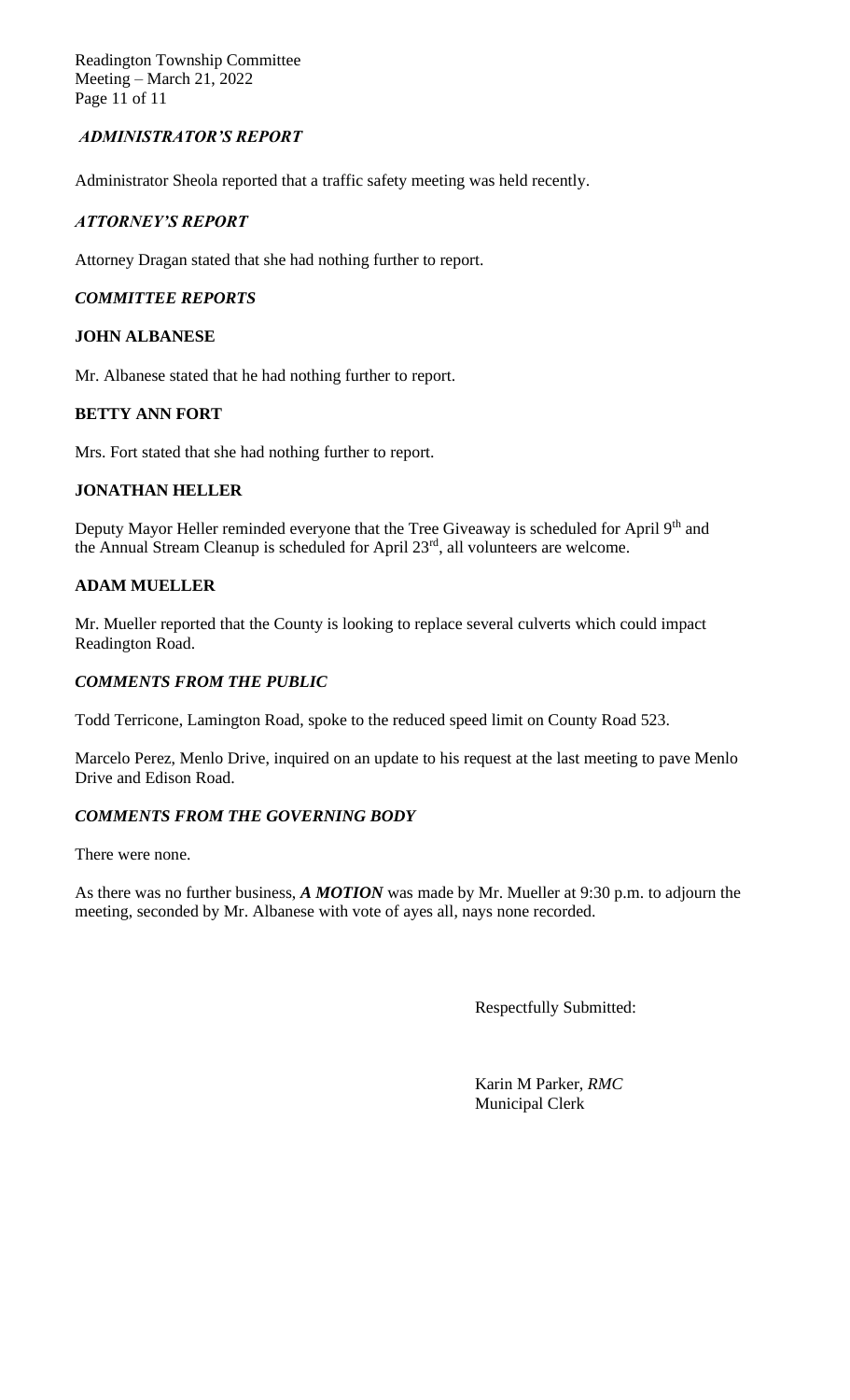## *ADMINISTRATOR'S REPORT*

Administrator Sheola reported that a traffic safety meeting was held recently.

## *ATTORNEY'S REPORT*

Attorney Dragan stated that she had nothing further to report.

## *COMMITTEE REPORTS*

### JOHN ALBANESE

Mr. Albanese stated that he had nothing further to report.

### BETTY ANN FORT

Mrs. Fort stated that she had nothing further to report.

### JONATHAN HELLER

Deputy Mayor Heller reminded everyone that the Tree Giveaway is scheduled for April 9th and the Annual Stream Cleanup is scheduled for April 23rd, all volunteers are welcome.

### ADAM MUELLER

Mr. Mueller reported that the County is looking to replace several culverts which could impact Readington Road.

## *COMMENTS FROM THE PUBLIC*

Todd Terricone, Lamington Road, spoke to the reduced speed limit on County Road 523.

Marcelo Perez, Menlo Drive, inquired on an update to his request at the last meeting to pave Menlo Drive and Edison Road.

## *COMMENTS FROM THE GOVERNING BODY*

There were none.

As there was no further business, ***A MOTION*** was made by Mr. Mueller at 9:30 p.m. to adjourn the meeting, seconded by Mr. Albanese with vote of ayes all, nays none recorded.

Respectfully Submitted:

Karin M Parker, *RMC*
Municipal Clerk